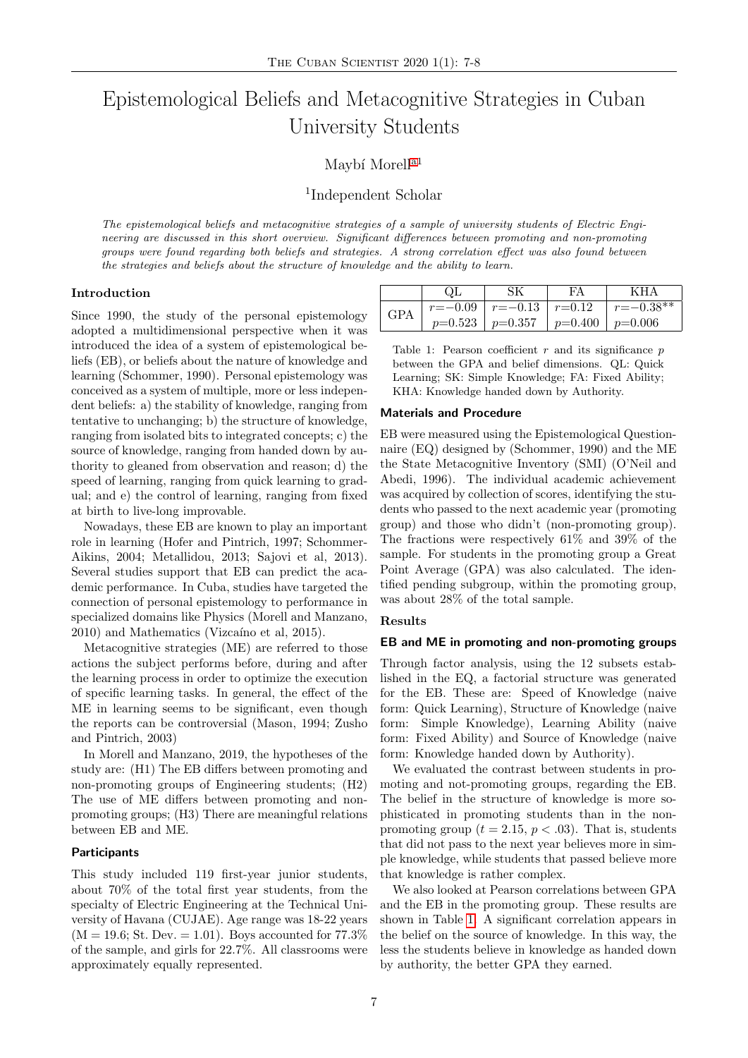# Epistemological Beliefs and Metacognitive Strategies in Cuban University Students

Maybí Morell[a1]

[1]Independent Scholar

*The epistemological beliefs and metacognitive strategies of a sample of university students of Electric Engineering are discussed in this short overview. Significant differences between promoting and non-promoting groups were found regarding both beliefs and strategies. A strong correlation effect was also found between the strategies and beliefs about the structure of knowledge and the ability to learn.*

### Introduction

Since 1990, the study of the personal epistemology adopted a multidimensional perspective when it was introduced the idea of a system of epistemological beliefs (EB), or beliefs about the nature of knowledge and learning (Schommer, 1990). Personal epistemology was conceived as a system of multiple, more or less independent beliefs: a) the stability of knowledge, ranging from tentative to unchanging; b) the structure of knowledge, ranging from isolated bits to integrated concepts; c) the source of knowledge, ranging from handed down by authority to gleaned from observation and reason; d) the speed of learning, ranging from quick learning to gradual; and e) the control of learning, ranging from fixed at birth to live-long improvable.

Nowadays, these EB are known to play an important role in learning (Hofer and Pintrich, 1997; Schommer-Aikins, 2004; Metallidou, 2013; Sajovi et al, 2013). Several studies support that EB can predict the academic performance. In Cuba, studies have targeted the connection of personal epistemology to performance in specialized domains like Physics (Morell and Manzano, 2010) and Mathematics (Vizcaíno et al, 2015).

Metacognitive strategies (ME) are referred to those actions the subject performs before, during and after the learning process in order to optimize the execution of specific learning tasks. In general, the effect of the ME in learning seems to be significant, even though the reports can be controversial (Mason, 1994; Zusho and Pintrich, 2003)

In Morell and Manzano, 2019, the hypotheses of the study are: (H1) The EB differs between promoting and non-promoting groups of Engineering students; (H2) The use of ME differs between promoting and non-promoting groups; (H3) There are meaningful relations between EB and ME.

### Participants

This study included 119 first-year junior students, about 70% of the total first year students, from the specialty of Electric Engineering at the Technical University of Havana (CUJAE). Age range was 18-22 years (M = 19.6; St. Dev. = 1.01). Boys accounted for 77.3% of the sample, and girls for 22.7%. All classrooms were approximately equally represented.

|  | QL | SK | FA | KHA |
|---|---|---|---|---|
| GPA | $r=-0.09$ $p=0.523$ | $r=-0.13$ $p=0.357$ | $r=0.12$ $p=0.400$ | $r=-0.38^{**}$ $p=0.006$ |

Table 1: Pearson coefficient $r$ and its significance $p$ between the GPA and belief dimensions. QL: Quick Learning; SK: Simple Knowledge; FA: Fixed Ability; KHA: Knowledge handed down by Authority.

### Materials and Procedure

EB were measured using the Epistemological Questionnaire (EQ) designed by (Schommer, 1990) and the ME the State Metacognitive Inventory (SMI) (O'Neil and Abedi, 1996). The individual academic achievement was acquired by collection of scores, identifying the students who passed to the next academic year (promoting group) and those who didn't (non-promoting group). The fractions were respectively 61% and 39% of the sample. For students in the promoting group a Great Point Average (GPA) was also calculated. The identified pending subgroup, within the promoting group, was about 28% of the total sample.

### Results

#### EB and ME in promoting and non-promoting groups

Through factor analysis, using the 12 subsets established in the EQ, a factorial structure was generated for the EB. These are: Speed of Knowledge (naive form: Quick Learning), Structure of Knowledge (naive form: Simple Knowledge), Learning Ability (naive form: Fixed Ability) and Source of Knowledge (naive form: Knowledge handed down by Authority).

We evaluated the contrast between students in promoting and not-promoting groups, regarding the EB. The belief in the structure of knowledge is more sophisticated in promoting students than in the non-promoting group ($t = 2.15$, $p < .03$). That is, students that did not pass to the next year believes more in simple knowledge, while students that passed believe more that knowledge is rather complex.

We also looked at Pearson correlations between GPA and the EB in the promoting group. These results are shown in Table 1. A significant correlation appears in the belief on the source of knowledge. In this way, the less the students believe in knowledge as handed down by authority, the better GPA they earned.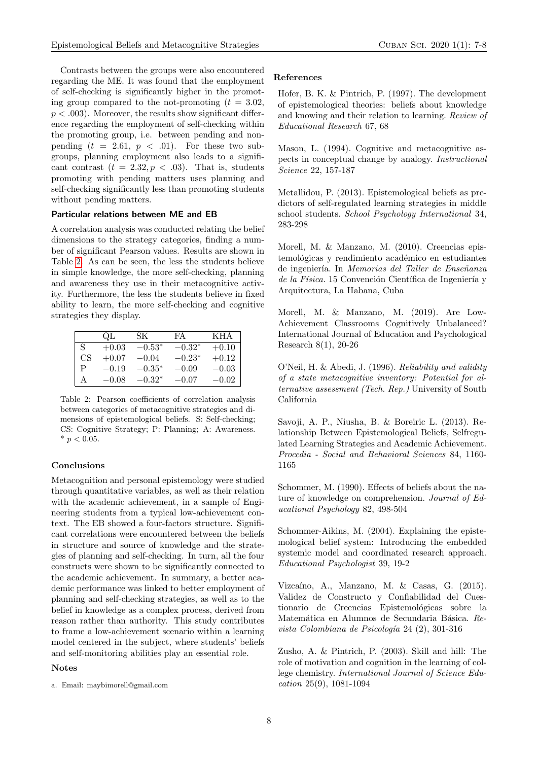Contrasts between the groups were also encountered regarding the ME. It was found that the employment of self-checking is significantly higher in the promoting group compared to the not-promoting ($t = 3.02$, $p < .003$). Moreover, the results show significant difference regarding the employment of self-checking within the promoting group, i.e. between pending and non-pending ($t = 2.61$, $p < .01$). For these two subgroups, planning employment also leads to a significant contrast ($t = 2.32, p < .03$). That is, students promoting with pending matters uses planning and self-checking significantly less than promoting students without pending matters.

### Particular relations between ME and EB

A correlation analysis was conducted relating the belief dimensions to the strategy categories, finding a number of significant Pearson values. Results are shown in Table 2. As can be seen, the less the students believe in simple knowledge, the more self-checking, planning and awareness they use in their metacognitive activity. Furthermore, the less the students believe in fixed ability to learn, the more self-checking and cognitive strategies they display.

| | QL | SK | FA | KHA |
|---|---|---|---|---|
| S | $+0.03$ | $-0.53^{*}$ | $-0.32^{*}$ | $+0.10$ |
| CS | $+0.07$ | $-0.04$ | $-0.23^{*}$ | $+0.12$ |
| P | $-0.19$ | $-0.35^{*}$ | $-0.09$ | $-0.03$ |
| A | $-0.08$ | $-0.32^{*}$ | $-0.07$ | $-0.02$ |

Table 2: Pearson coefficients of correlation analysis between categories of metacognitive strategies and dimensions of epistemological beliefs. S: Self-checking; CS: Cognitive Strategy; P: Planning; A: Awareness. * $p < 0.05$.

## Conclusions

Metacognition and personal epistemology were studied through quantitative variables, as well as their relation with the academic achievement, in a sample of Engineering students from a typical low-achievement context. The EB showed a four-factors structure. Significant correlations were encountered between the beliefs in structure and source of knowledge and the strategies of planning and self-checking. In turn, all the four constructs were shown to be significantly connected to the academic achievement. In summary, a better academic performance was linked to better employment of planning and self-checking strategies, as well as to the belief in knowledge as a complex process, derived from reason rather than authority. This study contributes to frame a low-achievement scenario within a learning model centered in the subject, where students' beliefs and self-monitoring abilities play an essential role.

## Notes

a. Email: maybimorell@gmail.com

## References

Hofer, B. K. & Pintrich, P. (1997). The development of epistemological theories: beliefs about knowledge and knowing and their relation to learning. *Review of Educational Research* 67, 68

Mason, L. (1994). Cognitive and metacognitive aspects in conceptual change by analogy. *Instructional Science* 22, 157-187

Metallidou, P. (2013). Epistemological beliefs as predictors of self-regulated learning strategies in middle school students. *School Psychology International* 34, 283-298

Morell, M. & Manzano, M. (2010). Creencias epistemológicas y rendimiento académico en estudiantes de ingeniería. In *Memorias del Taller de Enseñanza de la Física.* 15 Convención Científica de Ingeniería y Arquitectura, La Habana, Cuba

Morell, M. & Manzano, M. (2019). Are Low-Achievement Classrooms Cognitively Unbalanced? International Journal of Education and Psychological Research 8(1), 20-26

O'Neil, H. & Abedi, J. (1996). *Reliability and validity of a state metacognitive inventory: Potential for alternative assessment (Tech. Rep.)* University of South California

Savoji, A. P., Niusha, B. & Boreiric L. (2013). Relationship Between Epistemological Beliefs, Selfregulated Learning Strategies and Academic Achievement. *Procedia - Social and Behavioral Sciences* 84, 1160-1165

Schommer, M. (1990). Effects of beliefs about the nature of knowledge on comprehension. *Journal of Educational Psychology* 82, 498-504

Schommer-Aikins, M. (2004). Explaining the epistemological belief system: Introducing the embedded systemic model and coordinated research approach. *Educational Psychologist* 39, 19-2

Vizcaíno, A., Manzano, M. & Casas, G. (2015). Validez de Constructo y Confiabilidad del Cuestionario de Creencias Epistemológicas sobre la Matemática en Alumnos de Secundaria Básica. *Revista Colombiana de Psicología* 24 (2), 301-316

Zusho, A. & Pintrich, P. (2003). Skill and hill: The role of motivation and cognition in the learning of college chemistry. *International Journal of Science Education* 25(9), 1081-1094